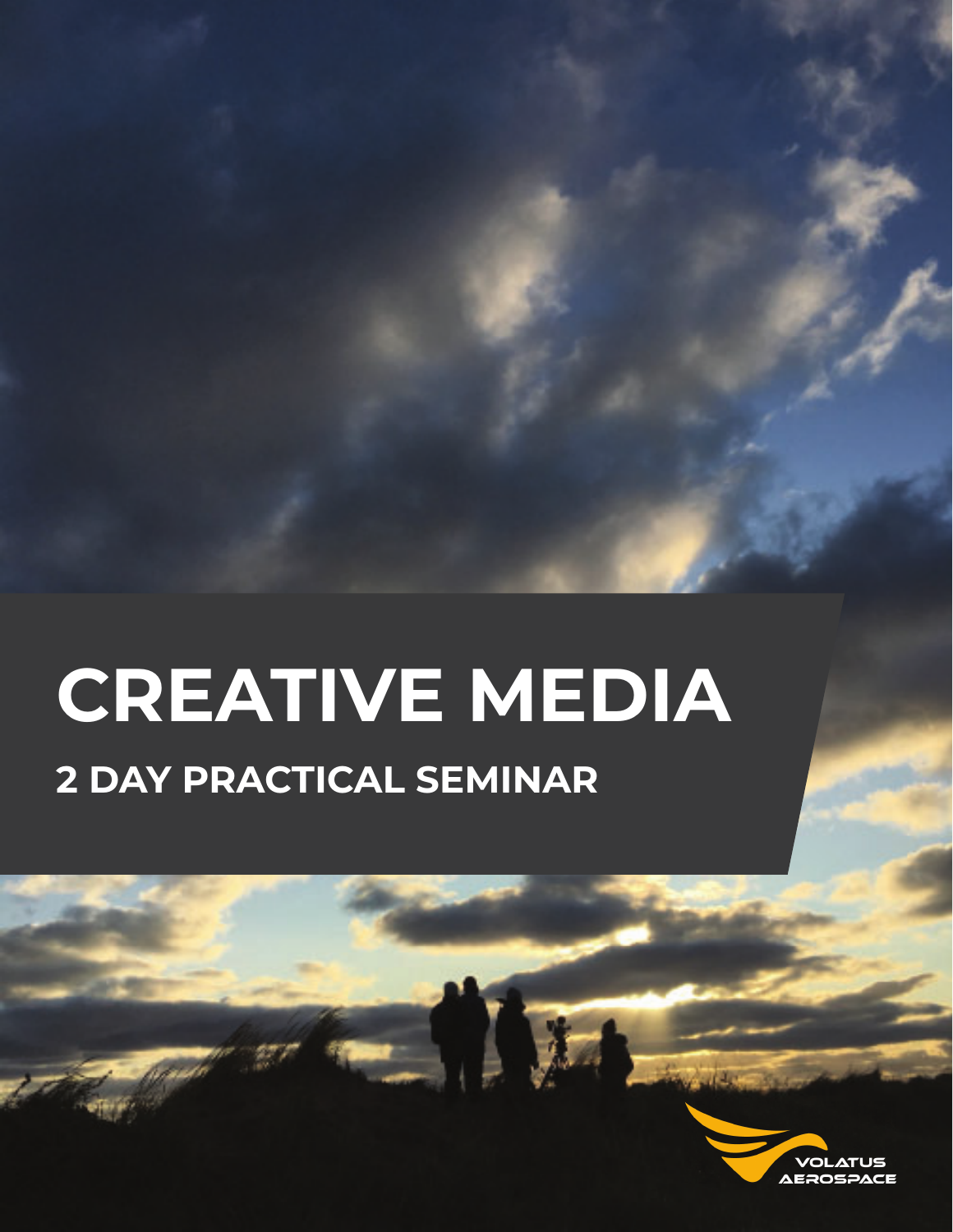# CREATIVE MEDIA

## 2 DAY PRACTICAL SEMINAR

VOLATUS AEROSPACE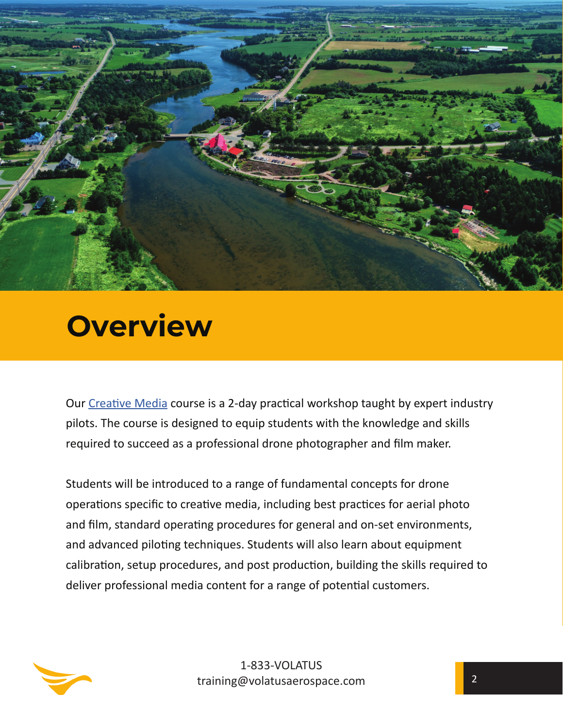# Overview

Our [Creative Media] course is a 2-day practical workshop taught by expert industry pilots. The course is designed to equip students with the knowledge and skills required to succeed as a professional drone photographer and film maker.

Students will be introduced to a range of fundamental concepts for drone operations specific to creative media, including best practices for aerial photo and film, standard operating procedures for general and on-set environments, and advanced piloting techniques. Students will also learn about equipment calibration, setup procedures, and post production, building the skills required to deliver professional media content for a range of potential customers.

1-833-VOLATUS
training@volatusaerospace.com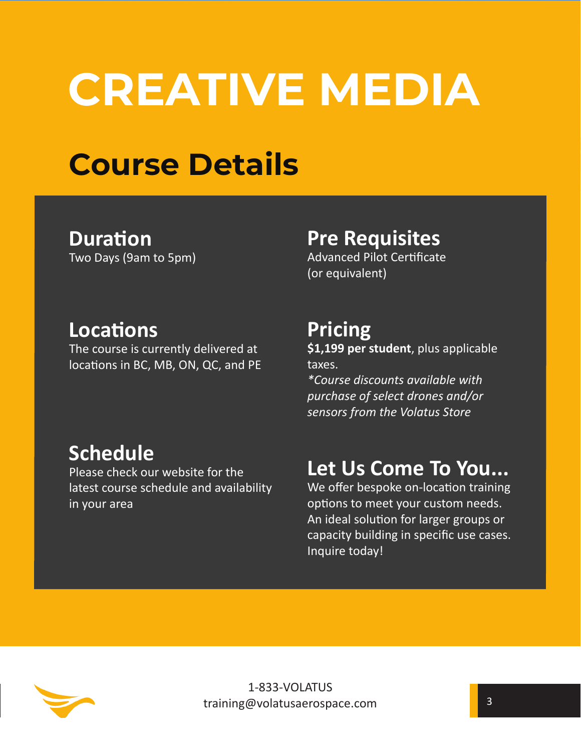# CREATIVE MEDIA

## Course Details

### Duration
Two Days (9am to 5pm)

### Pre Requisites
Advanced Pilot Certificate
(or equivalent)

### Locations
The course is currently delivered at locations in BC, MB, ON, QC, and PE

### Pricing
**$1,199 per student**, plus applicable taxes.
*\*Course discounts available with purchase of select drones and/or sensors from the Volatus Store*

### Schedule
Please check our website for the latest course schedule and availability in your area

### Let Us Come To You...
We offer bespoke on-location training options to meet your custom needs. An ideal solution for larger groups or capacity building in specific use cases. Inquire today!

1-833-VOLATUS
training@volatusaerospace.com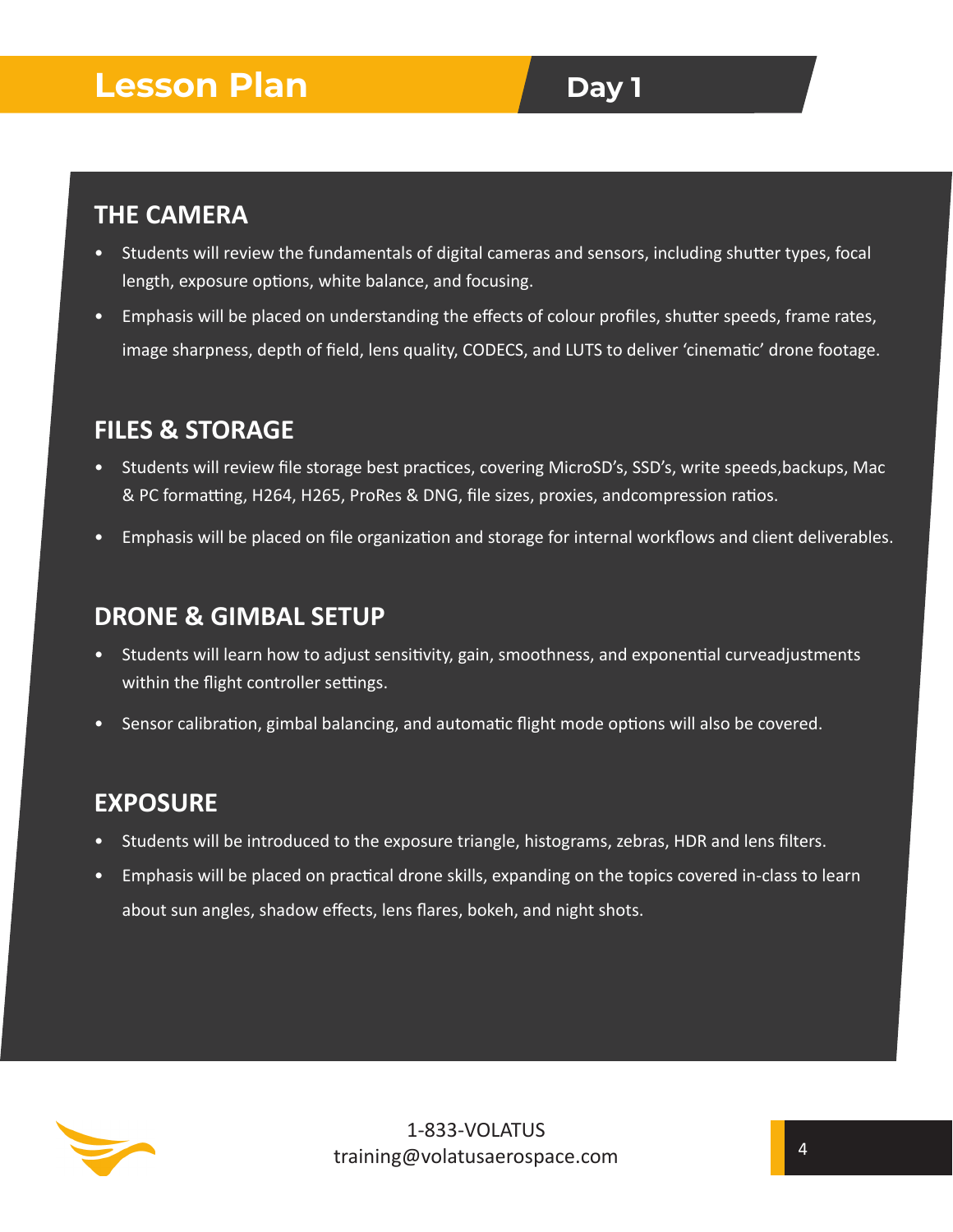# Lesson Plan

## Day 1

### THE CAMERA

- Students will review the fundamentals of digital cameras and sensors, including shutter types, focal length, exposure options, white balance, and focusing.
- Emphasis will be placed on understanding the effects of colour profiles, shutter speeds, frame rates, image sharpness, depth of field, lens quality, CODECS, and LUTS to deliver 'cinematic' drone footage.

### FILES & STORAGE

- Students will review file storage best practices, covering MicroSD's, SSD's, write speeds,backups, Mac & PC formatting, H264, H265, ProRes & DNG, file sizes, proxies, andcompression ratios.
- Emphasis will be placed on file organization and storage for internal workflows and client deliverables.

### DRONE & GIMBAL SETUP

- Students will learn how to adjust sensitivity, gain, smoothness, and exponential curveadjustments within the flight controller settings.
- Sensor calibration, gimbal balancing, and automatic flight mode options will also be covered.

### EXPOSURE

- Students will be introduced to the exposure triangle, histograms, zebras, HDR and lens filters.
- Emphasis will be placed on practical drone skills, expanding on the topics covered in-class to learn about sun angles, shadow effects, lens flares, bokeh, and night shots.

1-833-VOLATUS
training@volatusaerospace.com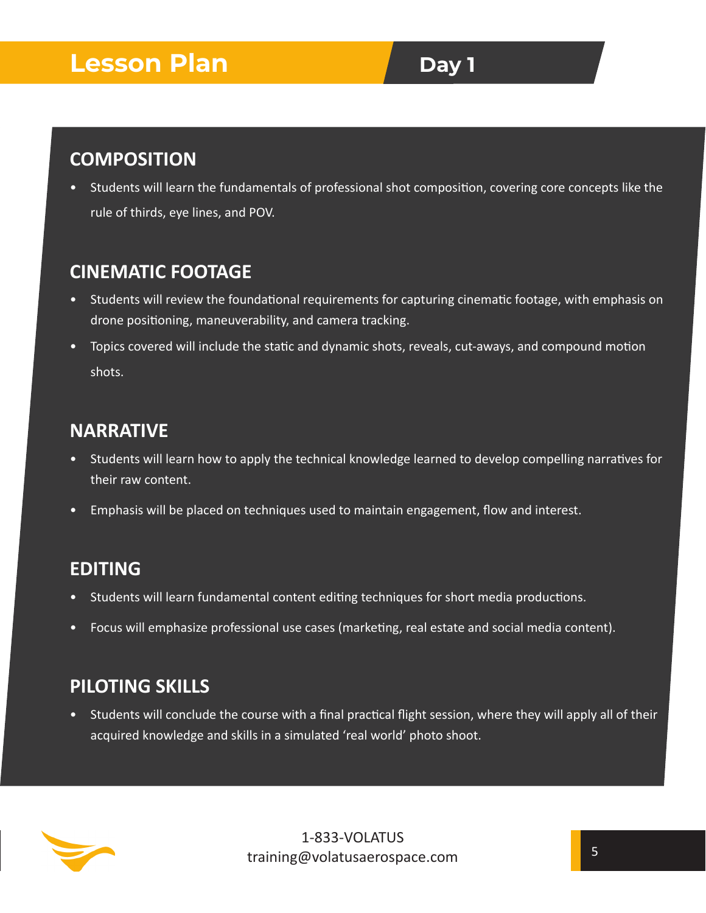# Lesson Plan

## Day 1

### COMPOSITION

- Students will learn the fundamentals of professional shot composition, covering core concepts like the rule of thirds, eye lines, and POV.

### CINEMATIC FOOTAGE

- Students will review the foundational requirements for capturing cinematic footage, with emphasis on drone positioning, maneuverability, and camera tracking.
- Topics covered will include the static and dynamic shots, reveals, cut-aways, and compound motion shots.

### NARRATIVE

- Students will learn how to apply the technical knowledge learned to develop compelling narratives for their raw content.
- Emphasis will be placed on techniques used to maintain engagement, flow and interest.

### EDITING

- Students will learn fundamental content editing techniques for short media productions.
- Focus will emphasize professional use cases (marketing, real estate and social media content).

### PILOTING SKILLS

- Students will conclude the course with a final practical flight session, where they will apply all of their acquired knowledge and skills in a simulated 'real world' photo shoot.

1-833-VOLATUS
training@volatusaerospace.com